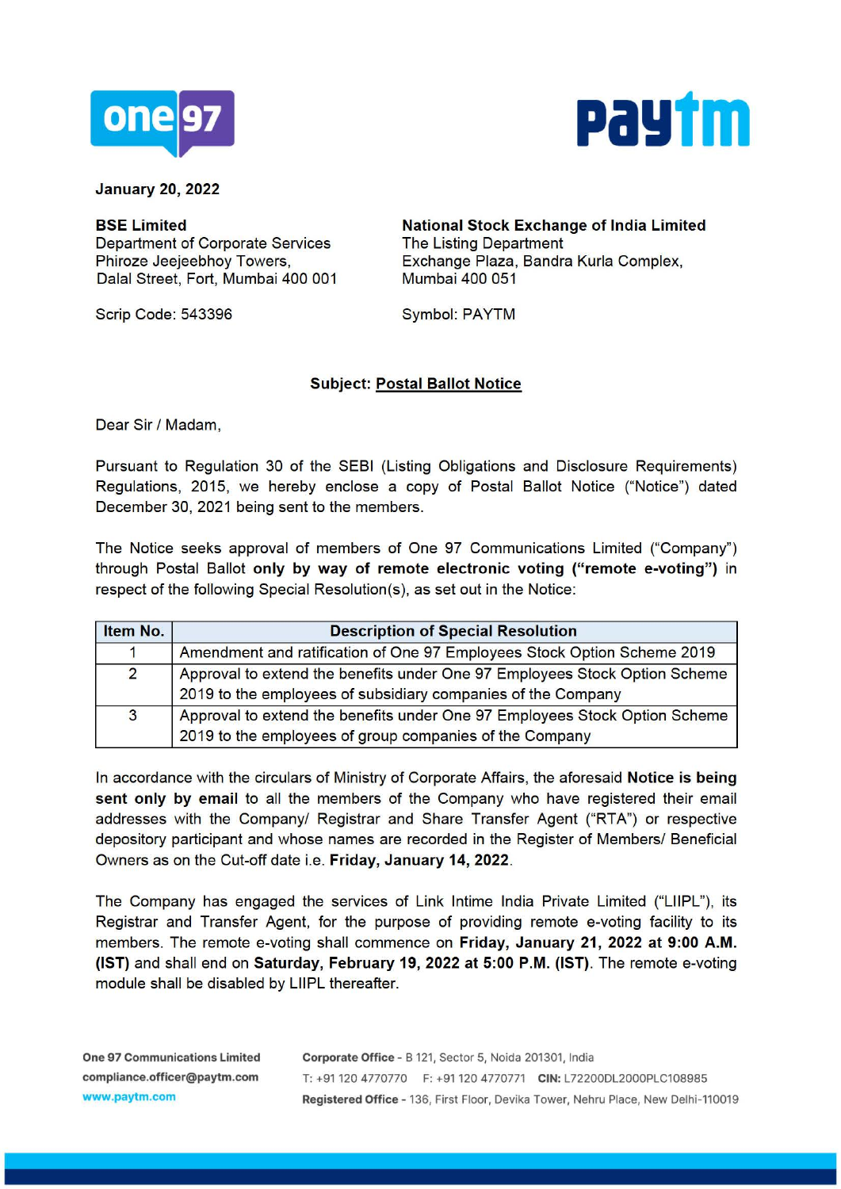January 20, 2022

**BSE Limited**
Department of Corporate Services
Phiroze Jeejeebhoy Towers,
Dalal Street, Fort, Mumbai 400 001

Scrip Code: 543396

**National Stock Exchange of India Limited**
The Listing Department
Exchange Plaza, Bandra Kurla Complex,
Mumbai 400 051

Symbol: PAYTM

**Subject: Postal Ballot Notice**

Dear Sir / Madam,

Pursuant to Regulation 30 of the SEBI (Listing Obligations and Disclosure Requirements) Regulations, 2015, we hereby enclose a copy of Postal Ballot Notice ("Notice") dated December 30, 2021 being sent to the members.

The Notice seeks approval of members of One 97 Communications Limited ("Company") through Postal Ballot **only by way of remote electronic voting ("remote e-voting")** in respect of the following Special Resolution(s), as set out in the Notice:

| Item No. | Description of Special Resolution |
|---|---|
| 1 | Amendment and ratification of One 97 Employees Stock Option Scheme 2019 |
| 2 | Approval to extend the benefits under One 97 Employees Stock Option Scheme 2019 to the employees of subsidiary companies of the Company |
| 3 | Approval to extend the benefits under One 97 Employees Stock Option Scheme 2019 to the employees of group companies of the Company |

In accordance with the circulars of Ministry of Corporate Affairs, the aforesaid **Notice is being sent only by email** to all the members of the Company who have registered their email addresses with the Company/ Registrar and Share Transfer Agent ("RTA") or respective depository participant and whose names are recorded in the Register of Members/ Beneficial Owners as on the Cut-off date i.e. **Friday, January 14, 2022**.

The Company has engaged the services of Link Intime India Private Limited ("LIIPL"), its Registrar and Transfer Agent, for the purpose of providing remote e-voting facility to its members. The remote e-voting shall commence on **Friday, January 21, 2022 at 9:00 A.M. (IST)** and shall end on **Saturday, February 19, 2022 at 5:00 P.M. (IST)**. The remote e-voting module shall be disabled by LIIPL thereafter.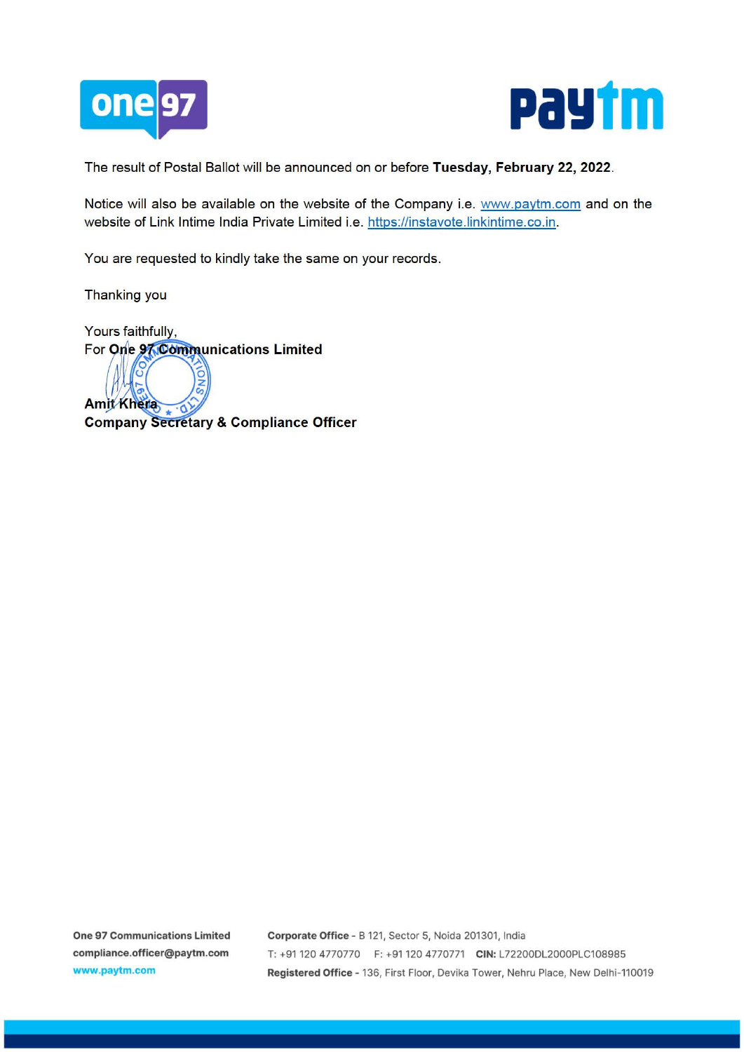The result of Postal Ballot will be announced on or before **Tuesday, February 22, 2022**.

Notice will also be available on the website of the Company i.e. www.paytm.com and on the website of Link Intime India Private Limited i.e. https://instavote.linkintime.co.in.

You are requested to kindly take the same on your records.

Thanking you

Yours faithfully,
For **One 97 Communications Limited**

**Amit Khera**
**Company Secretary & Compliance Officer**

**One 97 Communications Limited**
**compliance.officer@paytm.com**
**www.paytm.com**

**Corporate Office** - B 121, Sector 5, Noida 201301, India
T: +91 120 4770770 F: +91 120 4770771 **CIN:** L72200DL2000PLC108985
**Registered Office** - 136, First Floor, Devika Tower, Nehru Place, New Delhi-110019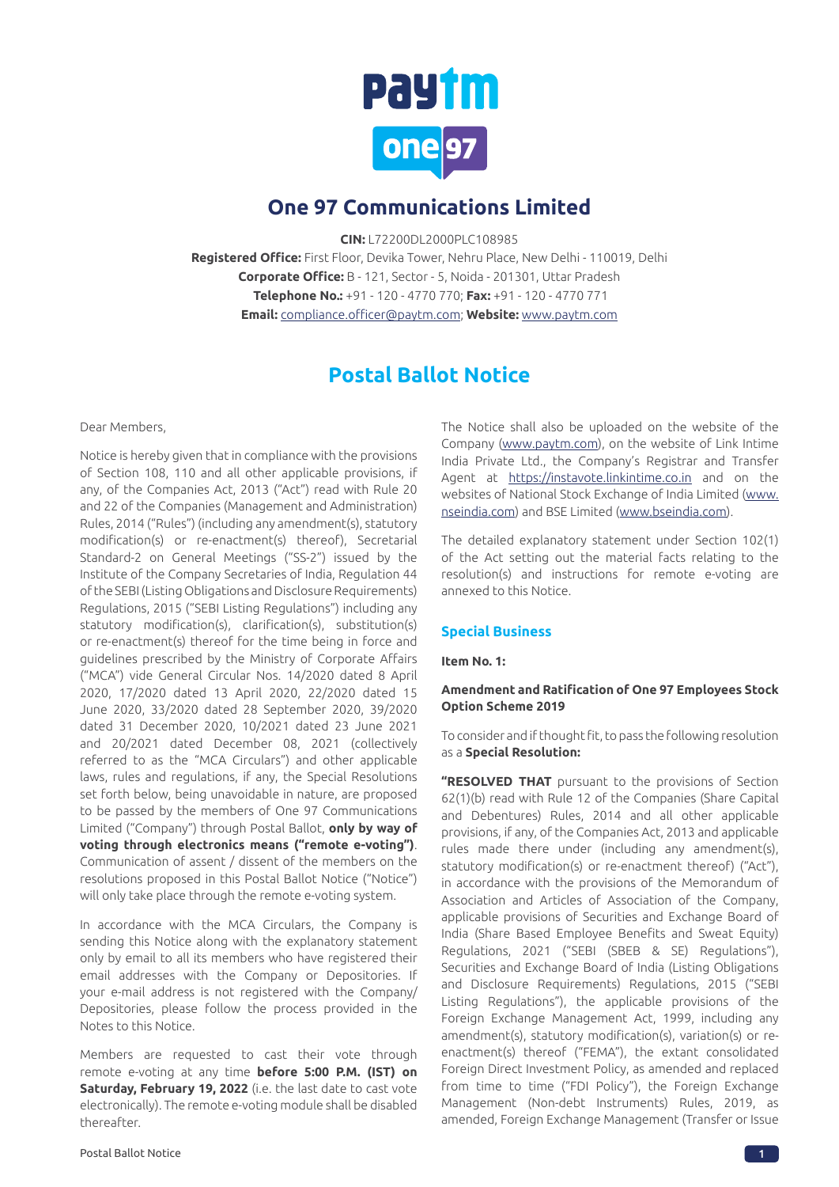# One 97 Communications Limited

**CIN:** L72200DL2000PLC108985
**Registered Office:** First Floor, Devika Tower, Nehru Place, New Delhi - 110019, Delhi
**Corporate Office:** B - 121, Sector - 5, Noida - 201301, Uttar Pradesh
**Telephone No.:** +91 - 120 - 4770 770; **Fax:** +91 - 120 - 4770 771
**Email:** compliance.officer@paytm.com; **Website:** www.paytm.com

## Postal Ballot Notice

Dear Members,

Notice is hereby given that in compliance with the provisions of Section 108, 110 and all other applicable provisions, if any, of the Companies Act, 2013 ("Act") read with Rule 20 and 22 of the Companies (Management and Administration) Rules, 2014 ("Rules") (including any amendment(s), statutory modification(s) or re-enactment(s) thereof), Secretarial Standard-2 on General Meetings ("SS-2") issued by the Institute of the Company Secretaries of India, Regulation 44 of the SEBI (Listing Obligations and Disclosure Requirements) Regulations, 2015 ("SEBI Listing Regulations") including any statutory modification(s), clarification(s), substitution(s) or re-enactment(s) thereof for the time being in force and guidelines prescribed by the Ministry of Corporate Affairs ("MCA") vide General Circular Nos. 14/2020 dated 8 April 2020, 17/2020 dated 13 April 2020, 22/2020 dated 15 June 2020, 33/2020 dated 28 September 2020, 39/2020 dated 31 December 2020, 10/2021 dated 23 June 2021 and 20/2021 dated December 08, 2021 (collectively referred to as the "MCA Circulars") and other applicable laws, rules and regulations, if any, the Special Resolutions set forth below, being unavoidable in nature, are proposed to be passed by the members of One 97 Communications Limited ("Company") through Postal Ballot, **only by way of voting through electronics means ("remote e-voting")**. Communication of assent / dissent of the members on the resolutions proposed in this Postal Ballot Notice ("Notice") will only take place through the remote e-voting system.

In accordance with the MCA Circulars, the Company is sending this Notice along with the explanatory statement only by email to all its members who have registered their email addresses with the Company or Depositories. If your e-mail address is not registered with the Company/ Depositories, please follow the process provided in the Notes to this Notice.

Members are requested to cast their vote through remote e-voting at any time **before 5:00 P.M. (IST) on Saturday, February 19, 2022** (i.e. the last date to cast vote electronically). The remote e-voting module shall be disabled thereafter.

The Notice shall also be uploaded on the website of the Company (www.paytm.com), on the website of Link Intime India Private Ltd., the Company's Registrar and Transfer Agent at https://instavote.linkintime.co.in and on the websites of National Stock Exchange of India Limited (www.nseindia.com) and BSE Limited (www.bseindia.com).

The detailed explanatory statement under Section 102(1) of the Act setting out the material facts relating to the resolution(s) and instructions for remote e-voting are annexed to this Notice.

### Special Business

**Item No. 1:**

**Amendment and Ratification of One 97 Employees Stock Option Scheme 2019**

To consider and if thought fit, to pass the following resolution as a **Special Resolution:**

**"RESOLVED THAT** pursuant to the provisions of Section 62(1)(b) read with Rule 12 of the Companies (Share Capital and Debentures) Rules, 2014 and all other applicable provisions, if any, of the Companies Act, 2013 and applicable rules made there under (including any amendment(s), statutory modification(s) or re-enactment thereof) ("Act"), in accordance with the provisions of the Memorandum of Association and Articles of Association of the Company, applicable provisions of Securities and Exchange Board of India (Share Based Employee Benefits and Sweat Equity) Regulations, 2021 ("SEBI (SBEB & SE) Regulations"), Securities and Exchange Board of India (Listing Obligations and Disclosure Requirements) Regulations, 2015 ("SEBI Listing Regulations"), the applicable provisions of the Foreign Exchange Management Act, 1999, including any amendment(s), statutory modification(s), variation(s) or re-enactment(s) thereof ("FEMA"), the extant consolidated Foreign Direct Investment Policy, as amended and replaced from time to time ("FDI Policy"), the Foreign Exchange Management (Non-debt Instruments) Rules, 2019, as amended, Foreign Exchange Management (Transfer or Issue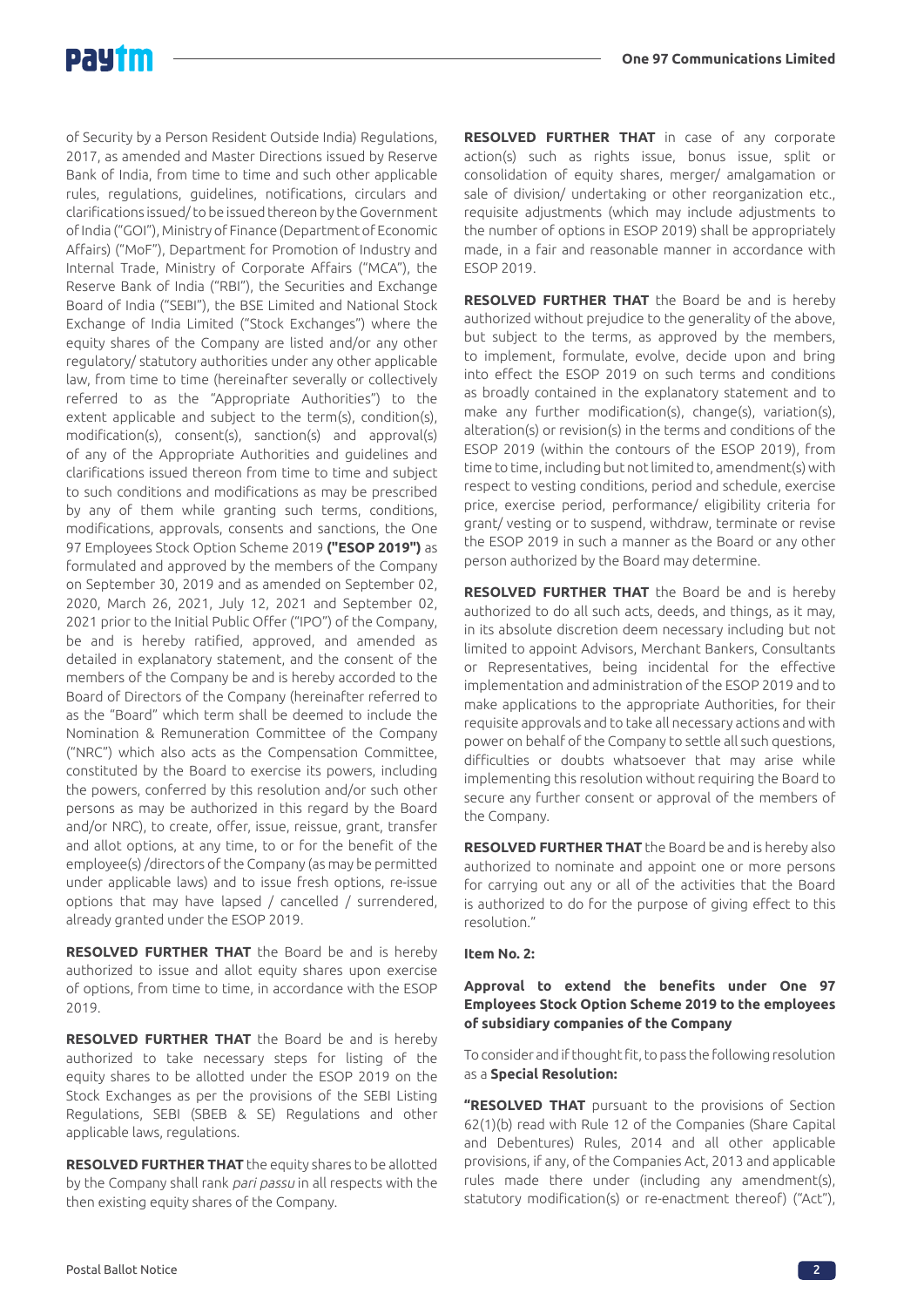of Security by a Person Resident Outside India) Regulations, 2017, as amended and Master Directions issued by Reserve Bank of India, from time to time and such other applicable rules, regulations, guidelines, notifications, circulars and clarifications issued/ to be issued thereon by the Government of India ("GOI"), Ministry of Finance (Department of Economic Affairs) ("MoF"), Department for Promotion of Industry and Internal Trade, Ministry of Corporate Affairs ("MCA"), the Reserve Bank of India ("RBI"), the Securities and Exchange Board of India ("SEBI"), the BSE Limited and National Stock Exchange of India Limited ("Stock Exchanges") where the equity shares of the Company are listed and/or any other regulatory/ statutory authorities under any other applicable law, from time to time (hereinafter severally or collectively referred to as the "Appropriate Authorities") to the extent applicable and subject to the term(s), condition(s), modification(s), consent(s), sanction(s) and approval(s) of any of the Appropriate Authorities and guidelines and clarifications issued thereon from time to time and subject to such conditions and modifications as may be prescribed by any of them while granting such terms, conditions, modifications, approvals, consents and sanctions, the One 97 Employees Stock Option Scheme 2019 **("ESOP 2019")** as formulated and approved by the members of the Company on September 30, 2019 and as amended on September 02, 2020, March 26, 2021, July 12, 2021 and September 02, 2021 prior to the Initial Public Offer ("IPO") of the Company, be and is hereby ratified, approved, and amended as detailed in explanatory statement, and the consent of the members of the Company be and is hereby accorded to the Board of Directors of the Company (hereinafter referred to as the "Board" which term shall be deemed to include the Nomination & Remuneration Committee of the Company ("NRC") which also acts as the Compensation Committee, constituted by the Board to exercise its powers, including the powers, conferred by this resolution and/or such other persons as may be authorized in this regard by the Board and/or NRC), to create, offer, issue, reissue, grant, transfer and allot options, at any time, to or for the benefit of the employee(s) /directors of the Company (as may be permitted under applicable laws) and to issue fresh options, re-issue options that may have lapsed / cancelled / surrendered, already granted under the ESOP 2019.

**RESOLVED FURTHER THAT** the Board be and is hereby authorized to issue and allot equity shares upon exercise of options, from time to time, in accordance with the ESOP 2019.

**RESOLVED FURTHER THAT** the Board be and is hereby authorized to take necessary steps for listing of the equity shares to be allotted under the ESOP 2019 on the Stock Exchanges as per the provisions of the SEBI Listing Regulations, SEBI (SBEB & SE) Regulations and other applicable laws, regulations.

**RESOLVED FURTHER THAT** the equity shares to be allotted by the Company shall rank *pari passu* in all respects with the then existing equity shares of the Company.

**RESOLVED FURTHER THAT** in case of any corporate action(s) such as rights issue, bonus issue, split or consolidation of equity shares, merger/ amalgamation or sale of division/ undertaking or other reorganization etc., requisite adjustments (which may include adjustments to the number of options in ESOP 2019) shall be appropriately made, in a fair and reasonable manner in accordance with ESOP 2019.

**RESOLVED FURTHER THAT** the Board be and is hereby authorized without prejudice to the generality of the above, but subject to the terms, as approved by the members, to implement, formulate, evolve, decide upon and bring into effect the ESOP 2019 on such terms and conditions as broadly contained in the explanatory statement and to make any further modification(s), change(s), variation(s), alteration(s) or revision(s) in the terms and conditions of the ESOP 2019 (within the contours of the ESOP 2019), from time to time, including but not limited to, amendment(s) with respect to vesting conditions, period and schedule, exercise price, exercise period, performance/ eligibility criteria for grant/ vesting or to suspend, withdraw, terminate or revise the ESOP 2019 in such a manner as the Board or any other person authorized by the Board may determine.

**RESOLVED FURTHER THAT** the Board be and is hereby authorized to do all such acts, deeds, and things, as it may, in its absolute discretion deem necessary including but not limited to appoint Advisors, Merchant Bankers, Consultants or Representatives, being incidental for the effective implementation and administration of the ESOP 2019 and to make applications to the appropriate Authorities, for their requisite approvals and to take all necessary actions and with power on behalf of the Company to settle all such questions, difficulties or doubts whatsoever that may arise while implementing this resolution without requiring the Board to secure any further consent or approval of the members of the Company.

**RESOLVED FURTHER THAT** the Board be and is hereby also authorized to nominate and appoint one or more persons for carrying out any or all of the activities that the Board is authorized to do for the purpose of giving effect to this resolution."

**Item No. 2:**

**Approval to extend the benefits under One 97 Employees Stock Option Scheme 2019 to the employees of subsidiary companies of the Company**

To consider and if thought fit, to pass the following resolution as a **Special Resolution:**

**"RESOLVED THAT** pursuant to the provisions of Section 62(1)(b) read with Rule 12 of the Companies (Share Capital and Debentures) Rules, 2014 and all other applicable provisions, if any, of the Companies Act, 2013 and applicable rules made there under (including any amendment(s), statutory modification(s) or re-enactment thereof) ("Act"),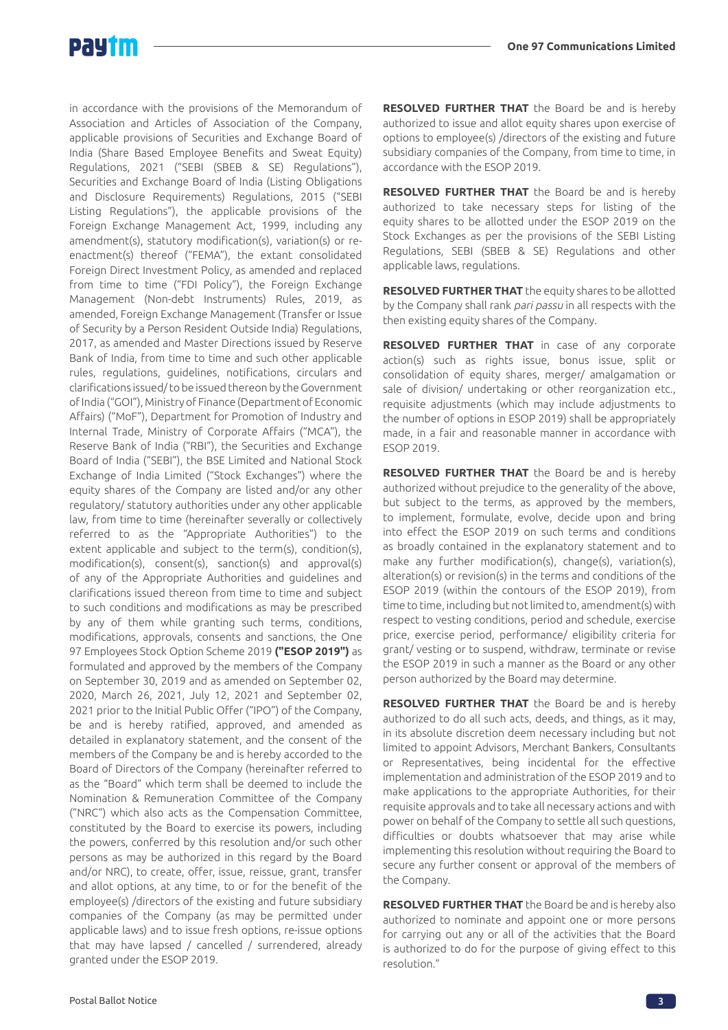in accordance with the provisions of the Memorandum of Association and Articles of Association of the Company, applicable provisions of Securities and Exchange Board of India (Share Based Employee Benefits and Sweat Equity) Regulations, 2021 ("SEBI (SBEB & SE) Regulations"), Securities and Exchange Board of India (Listing Obligations and Disclosure Requirements) Regulations, 2015 ("SEBI Listing Regulations"), the applicable provisions of the Foreign Exchange Management Act, 1999, including any amendment(s), statutory modification(s), variation(s) or re-enactment(s) thereof ("FEMA"), the extant consolidated Foreign Direct Investment Policy, as amended and replaced from time to time ("FDI Policy"), the Foreign Exchange Management (Non-debt Instruments) Rules, 2019, as amended, Foreign Exchange Management (Transfer or Issue of Security by a Person Resident Outside India) Regulations, 2017, as amended and Master Directions issued by Reserve Bank of India, from time to time and such other applicable rules, regulations, guidelines, notifications, circulars and clarifications issued/ to be issued thereon by the Government of India ("GOI"), Ministry of Finance (Department of Economic Affairs) ("MoF"), Department for Promotion of Industry and Internal Trade, Ministry of Corporate Affairs ("MCA"), the Reserve Bank of India ("RBI"), the Securities and Exchange Board of India ("SEBI"), the BSE Limited and National Stock Exchange of India Limited ("Stock Exchanges") where the equity shares of the Company are listed and/or any other regulatory/ statutory authorities under any other applicable law, from time to time (hereinafter severally or collectively referred to as the "Appropriate Authorities") to the extent applicable and subject to the term(s), condition(s), modification(s), consent(s), sanction(s) and approval(s) of any of the Appropriate Authorities and guidelines and clarifications issued thereon from time to time and subject to such conditions and modifications as may be prescribed by any of them while granting such terms, conditions, modifications, approvals, consents and sanctions, the One 97 Employees Stock Option Scheme 2019 **("ESOP 2019")** as formulated and approved by the members of the Company on September 30, 2019 and as amended on September 02, 2020, March 26, 2021, July 12, 2021 and September 02, 2021 prior to the Initial Public Offer ("IPO") of the Company, be and is hereby ratified, approved, and amended as detailed in explanatory statement, and the consent of the members of the Company be and is hereby accorded to the Board of Directors of the Company (hereinafter referred to as the "Board" which term shall be deemed to include the Nomination & Remuneration Committee of the Company ("NRC") which also acts as the Compensation Committee, constituted by the Board to exercise its powers, including the powers, conferred by this resolution and/or such other persons as may be authorized in this regard by the Board and/or NRC), to create, offer, issue, reissue, grant, transfer and allot options, at any time, to or for the benefit of the employee(s) /directors of the existing and future subsidiary companies of the Company (as may be permitted under applicable laws) and to issue fresh options, re-issue options that may have lapsed / cancelled / surrendered, already granted under the ESOP 2019.

**RESOLVED FURTHER THAT** the Board be and is hereby authorized to issue and allot equity shares upon exercise of options to employee(s) /directors of the existing and future subsidiary companies of the Company, from time to time, in accordance with the ESOP 2019.

**RESOLVED FURTHER THAT** the Board be and is hereby authorized to take necessary steps for listing of the equity shares to be allotted under the ESOP 2019 on the Stock Exchanges as per the provisions of the SEBI Listing Regulations, SEBI (SBEB & SE) Regulations and other applicable laws, regulations.

**RESOLVED FURTHER THAT** the equity shares to be allotted by the Company shall rank *pari passu* in all respects with the then existing equity shares of the Company.

**RESOLVED FURTHER THAT** in case of any corporate action(s) such as rights issue, bonus issue, split or consolidation of equity shares, merger/ amalgamation or sale of division/ undertaking or other reorganization etc., requisite adjustments (which may include adjustments to the number of options in ESOP 2019) shall be appropriately made, in a fair and reasonable manner in accordance with ESOP 2019.

**RESOLVED FURTHER THAT** the Board be and is hereby authorized without prejudice to the generality of the above, but subject to the terms, as approved by the members, to implement, formulate, evolve, decide upon and bring into effect the ESOP 2019 on such terms and conditions as broadly contained in the explanatory statement and to make any further modification(s), change(s), variation(s), alteration(s) or revision(s) in the terms and conditions of the ESOP 2019 (within the contours of the ESOP 2019), from time to time, including but not limited to, amendment(s) with respect to vesting conditions, period and schedule, exercise price, exercise period, performance/ eligibility criteria for grant/ vesting or to suspend, withdraw, terminate or revise the ESOP 2019 in such a manner as the Board or any other person authorized by the Board may determine.

**RESOLVED FURTHER THAT** the Board be and is hereby authorized to do all such acts, deeds, and things, as it may, in its absolute discretion deem necessary including but not limited to appoint Advisors, Merchant Bankers, Consultants or Representatives, being incidental for the effective implementation and administration of the ESOP 2019 and to make applications to the appropriate Authorities, for their requisite approvals and to take all necessary actions and with power on behalf of the Company to settle all such questions, difficulties or doubts whatsoever that may arise while implementing this resolution without requiring the Board to secure any further consent or approval of the members of the Company.

**RESOLVED FURTHER THAT** the Board be and is hereby also authorized to nominate and appoint one or more persons for carrying out any or all of the activities that the Board is authorized to do for the purpose of giving effect to this resolution."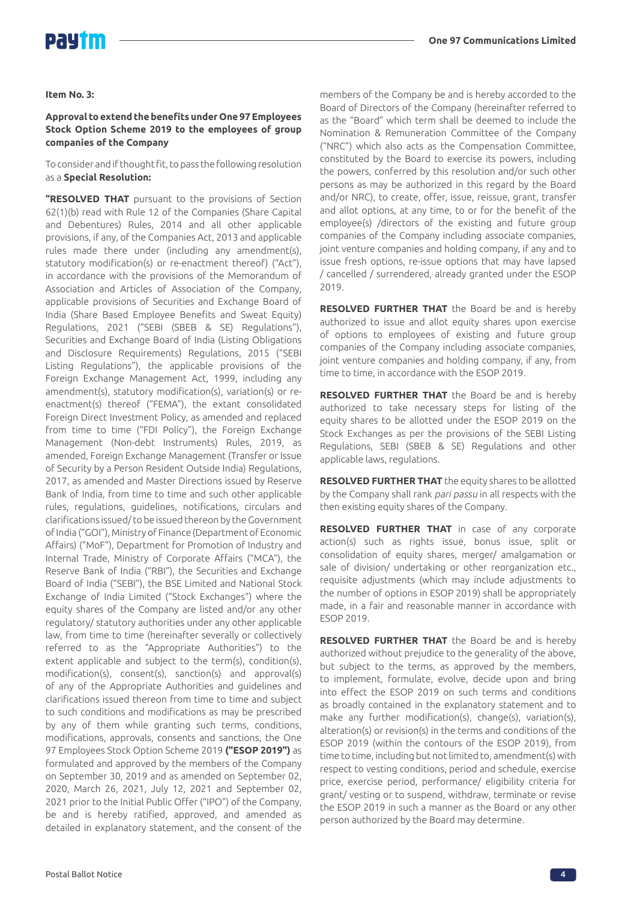**Item No. 3:**

**Approval to extend the benefits under One 97 Employees Stock Option Scheme 2019 to the employees of group companies of the Company**

To consider and if thought fit, to pass the following resolution as a **Special Resolution:**

**"RESOLVED THAT** pursuant to the provisions of Section 62(1)(b) read with Rule 12 of the Companies (Share Capital and Debentures) Rules, 2014 and all other applicable provisions, if any, of the Companies Act, 2013 and applicable rules made there under (including any amendment(s), statutory modification(s) or re-enactment thereof) ("Act"), in accordance with the provisions of the Memorandum of Association and Articles of Association of the Company, applicable provisions of Securities and Exchange Board of India (Share Based Employee Benefits and Sweat Equity) Regulations, 2021 ("SEBI (SBEB & SE) Regulations"), Securities and Exchange Board of India (Listing Obligations and Disclosure Requirements) Regulations, 2015 ("SEBI Listing Regulations"), the applicable provisions of the Foreign Exchange Management Act, 1999, including any amendment(s), statutory modification(s), variation(s) or re-enactment(s) thereof ("FEMA"), the extant consolidated Foreign Direct Investment Policy, as amended and replaced from time to time ("FDI Policy"), the Foreign Exchange Management (Non-debt Instruments) Rules, 2019, as amended, Foreign Exchange Management (Transfer or Issue of Security by a Person Resident Outside India) Regulations, 2017, as amended and Master Directions issued by Reserve Bank of India, from time to time and such other applicable rules, regulations, guidelines, notifications, circulars and clarifications issued/ to be issued thereon by the Government of India ("GOI"), Ministry of Finance (Department of Economic Affairs) ("MoF"), Department for Promotion of Industry and Internal Trade, Ministry of Corporate Affairs ("MCA"), the Reserve Bank of India ("RBI"), the Securities and Exchange Board of India ("SEBI"), the BSE Limited and National Stock Exchange of India Limited ("Stock Exchanges") where the equity shares of the Company are listed and/or any other regulatory/ statutory authorities under any other applicable law, from time to time (hereinafter severally or collectively referred to as the "Appropriate Authorities") to the extent applicable and subject to the term(s), condition(s), modification(s), consent(s), sanction(s) and approval(s) of any of the Appropriate Authorities and guidelines and clarifications issued thereon from time to time and subject to such conditions and modifications as may be prescribed by any of them while granting such terms, conditions, modifications, approvals, consents and sanctions, the One 97 Employees Stock Option Scheme 2019 **("ESOP 2019")** as formulated and approved by the members of the Company on September 30, 2019 and as amended on September 02, 2020, March 26, 2021, July 12, 2021 and September 02, 2021 prior to the Initial Public Offer ("IPO") of the Company, be and is hereby ratified, approved, and amended as detailed in explanatory statement, and the consent of the members of the Company be and is hereby accorded to the Board of Directors of the Company (hereinafter referred to as the "Board" which term shall be deemed to include the Nomination & Remuneration Committee of the Company ("NRC") which also acts as the Compensation Committee, constituted by the Board to exercise its powers, including the powers, conferred by this resolution and/or such other persons as may be authorized in this regard by the Board and/or NRC), to create, offer, issue, reissue, grant, transfer and allot options, at any time, to or for the benefit of the employee(s) /directors of the existing and future group companies of the Company including associate companies, joint venture companies and holding company, if any and to issue fresh options, re-issue options that may have lapsed / cancelled / surrendered, already granted under the ESOP 2019.

**RESOLVED FURTHER THAT** the Board be and is hereby authorized to issue and allot equity shares upon exercise of options to employees of existing and future group companies of the Company including associate companies, joint venture companies and holding company, if any, from time to time, in accordance with the ESOP 2019.

**RESOLVED FURTHER THAT** the Board be and is hereby authorized to take necessary steps for listing of the equity shares to be allotted under the ESOP 2019 on the Stock Exchanges as per the provisions of the SEBI Listing Regulations, SEBI (SBEB & SE) Regulations and other applicable laws, regulations.

**RESOLVED FURTHER THAT** the equity shares to be allotted by the Company shall rank *pari passu* in all respects with the then existing equity shares of the Company.

**RESOLVED FURTHER THAT** in case of any corporate action(s) such as rights issue, bonus issue, split or consolidation of equity shares, merger/ amalgamation or sale of division/ undertaking or other reorganization etc., requisite adjustments (which may include adjustments to the number of options in ESOP 2019) shall be appropriately made, in a fair and reasonable manner in accordance with ESOP 2019.

**RESOLVED FURTHER THAT** the Board be and is hereby authorized without prejudice to the generality of the above, but subject to the terms, as approved by the members, to implement, formulate, evolve, decide upon and bring into effect the ESOP 2019 on such terms and conditions as broadly contained in the explanatory statement and to make any further modification(s), change(s), variation(s), alteration(s) or revision(s) in the terms and conditions of the ESOP 2019 (within the contours of the ESOP 2019), from time to time, including but not limited to, amendment(s) with respect to vesting conditions, period and schedule, exercise price, exercise period, performance/ eligibility criteria for grant/ vesting or to suspend, withdraw, terminate or revise the ESOP 2019 in such a manner as the Board or any other person authorized by the Board may determine.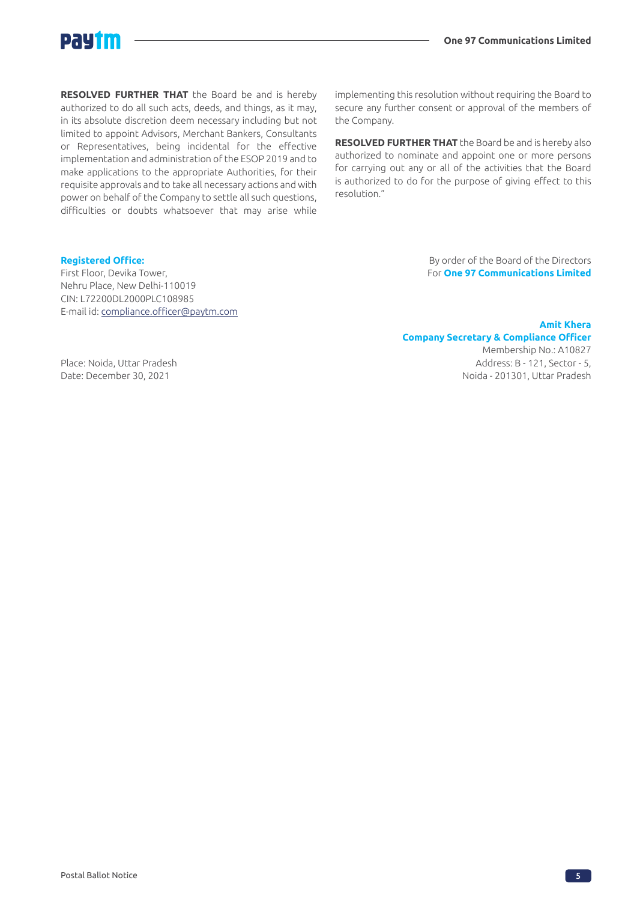**RESOLVED FURTHER THAT** the Board be and is hereby authorized to do all such acts, deeds, and things, as it may, in its absolute discretion deem necessary including but not limited to appoint Advisors, Merchant Bankers, Consultants or Representatives, being incidental for the effective implementation and administration of the ESOP 2019 and to make applications to the appropriate Authorities, for their requisite approvals and to take all necessary actions and with power on behalf of the Company to settle all such questions, difficulties or doubts whatsoever that may arise while implementing this resolution without requiring the Board to secure any further consent or approval of the members of the Company.

**RESOLVED FURTHER THAT** the Board be and is hereby also authorized to nominate and appoint one or more persons for carrying out any or all of the activities that the Board is authorized to do for the purpose of giving effect to this resolution."

By order of the Board of the Directors
For **One 97 Communications Limited**

**Registered Office:**
First Floor, Devika Tower,
Nehru Place, New Delhi-110019
CIN: L72200DL2000PLC108985
E-mail id: compliance.officer@paytm.com

**Amit Khera**
**Company Secretary & Compliance Officer**
Membership No.: A10827
Address: B - 121, Sector - 5,
Noida - 201301, Uttar Pradesh

Place: Noida, Uttar Pradesh
Date: December 30, 2021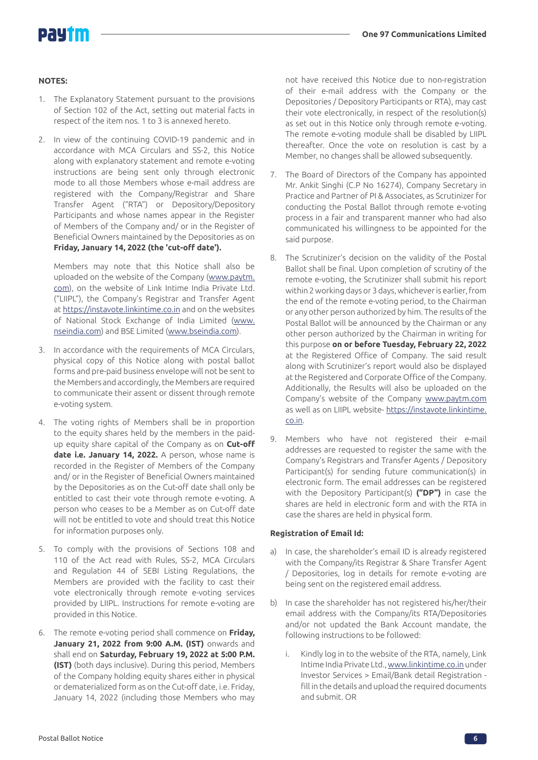**NOTES:**

1. The Explanatory Statement pursuant to the provisions of Section 102 of the Act, setting out material facts in respect of the item nos. 1 to 3 is annexed hereto.

2. In view of the continuing COVID-19 pandemic and in accordance with MCA Circulars and SS-2, this Notice along with explanatory statement and remote e-voting instructions are being sent only through electronic mode to all those Members whose e-mail address are registered with the Company/Registrar and Share Transfer Agent ("RTA") or Depository/Depository Participants and whose names appear in the Register of Members of the Company and/ or in the Register of Beneficial Owners maintained by the Depositories as on **Friday, January 14, 2022 (the 'cut-off date').**

   Members may note that this Notice shall also be uploaded on the website of the Company (www.paytm.com), on the website of Link Intime India Private Ltd. ("LIIPL"), the Company's Registrar and Transfer Agent at https://instavote.linkintime.co.in and on the websites of National Stock Exchange of India Limited (www.nseindia.com) and BSE Limited (www.bseindia.com).

3. In accordance with the requirements of MCA Circulars, physical copy of this Notice along with postal ballot forms and pre-paid business envelope will not be sent to the Members and accordingly, the Members are required to communicate their assent or dissent through remote e-voting system.

4. The voting rights of Members shall be in proportion to the equity shares held by the members in the paid-up equity share capital of the Company as on **Cut-off date i.e. January 14, 2022.** A person, whose name is recorded in the Register of Members of the Company and/ or in the Register of Beneficial Owners maintained by the Depositories as on the Cut-off date shall only be entitled to cast their vote through remote e-voting. A person who ceases to be a Member as on Cut-off date will not be entitled to vote and should treat this Notice for information purposes only.

5. To comply with the provisions of Sections 108 and 110 of the Act read with Rules, SS-2, MCA Circulars and Regulation 44 of SEBI Listing Regulations, the Members are provided with the facility to cast their vote electronically through remote e-voting services provided by LIIPL. Instructions for remote e-voting are provided in this Notice.

6. The remote e-voting period shall commence on **Friday, January 21, 2022 from 9:00 A.M. (IST)** onwards and shall end on **Saturday, February 19, 2022 at 5:00 P.M. (IST)** (both days inclusive). During this period, Members of the Company holding equity shares either in physical or dematerialized form as on the Cut-off date, i.e. Friday, January 14, 2022 (including those Members who may not have received this Notice due to non-registration of their e-mail address with the Company or the Depositories / Depository Participants or RTA), may cast their vote electronically, in respect of the resolution(s) as set out in this Notice only through remote e-voting. The remote e-voting module shall be disabled by LIIPL thereafter. Once the vote on resolution is cast by a Member, no changes shall be allowed subsequently.

7. The Board of Directors of the Company has appointed Mr. Ankit Singhi (C.P No 16274), Company Secretary in Practice and Partner of PI & Associates, as Scrutinizer for conducting the Postal Ballot through remote e-voting process in a fair and transparent manner who had also communicated his willingness to be appointed for the said purpose.

8. The Scrutinizer's decision on the validity of the Postal Ballot shall be final. Upon completion of scrutiny of the remote e-voting, the Scrutinizer shall submit his report within 2 working days or 3 days, whichever is earlier, from the end of the remote e-voting period, to the Chairman or any other person authorized by him. The results of the Postal Ballot will be announced by the Chairman or any other person authorized by the Chairman in writing for this purpose **on or before Tuesday, February 22, 2022** at the Registered Office of Company. The said result along with Scrutinizer's report would also be displayed at the Registered and Corporate Office of the Company. Additionally, the Results will also be uploaded on the Company's website of the Company www.paytm.com as well as on LIIPL website- https://instavote.linkintime.co.in.

9. Members who have not registered their e-mail addresses are requested to register the same with the Company's Registrars and Transfer Agents / Depository Participant(s) for sending future communication(s) in electronic form. The email addresses can be registered with the Depository Participant(s) **("DP")** in case the shares are held in electronic form and with the RTA in case the shares are held in physical form.

**Registration of Email Id:**

a) In case, the shareholder's email ID is already registered with the Company/its Registrar & Share Transfer Agent / Depositories, log in details for remote e-voting are being sent on the registered email address.

b) In case the shareholder has not registered his/her/their email address with the Company/its RTA/Depositories and/or not updated the Bank Account mandate, the following instructions to be followed:

   i. Kindly log in to the website of the RTA, namely, Link Intime India Private Ltd., www.linkintime.co.in under Investor Services > Email/Bank detail Registration - fill in the details and upload the required documents and submit. OR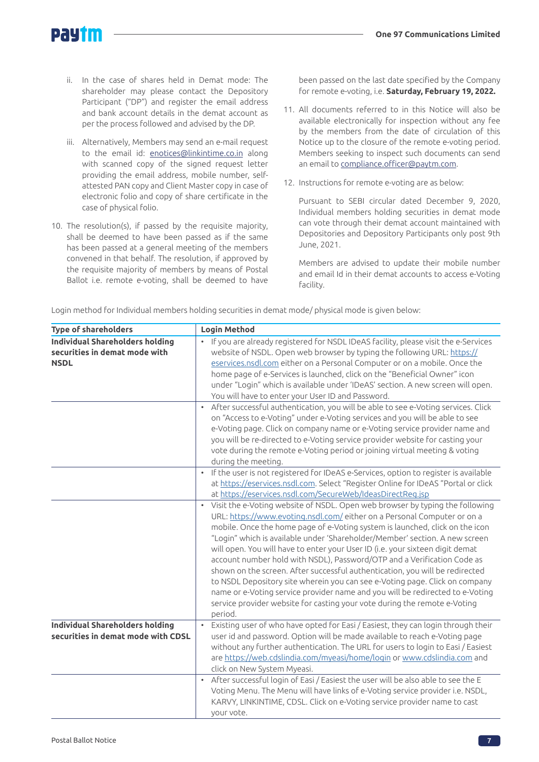ii. In the case of shares held in Demat mode: The shareholder may please contact the Depository Participant ("DP") and register the email address and bank account details in the demat account as per the process followed and advised by the DP.

iii. Alternatively, Members may send an e-mail request to the email id: enotices@linkintime.co.in along with scanned copy of the signed request letter providing the email address, mobile number, self-attested PAN copy and Client Master copy in case of electronic folio and copy of share certificate in the case of physical folio.

10. The resolution(s), if passed by the requisite majority, shall be deemed to have been passed as if the same has been passed at a general meeting of the members convened in that behalf. The resolution, if approved by the requisite majority of members by means of Postal Ballot i.e. remote e-voting, shall be deemed to have been passed on the last date specified by the Company for remote e-voting, i.e. **Saturday, February 19, 2022.**

11. All documents referred to in this Notice will also be available electronically for inspection without any fee by the members from the date of circulation of this Notice up to the closure of the remote e-voting period. Members seeking to inspect such documents can send an email to compliance.officer@paytm.com.

12. Instructions for remote e-voting are as below:

    Pursuant to SEBI circular dated December 9, 2020, Individual members holding securities in demat mode can vote through their demat account maintained with Depositories and Depository Participants only post 9th June, 2021.

    Members are advised to update their mobile number and email Id in their demat accounts to access e-Voting facility.

Login method for Individual members holding securities in demat mode/ physical mode is given below:

| Type of shareholders | Login Method |
|---|---|
| **Individual Shareholders holding securities in demat mode with NSDL** | • If you are already registered for NSDL IDeAS facility, please visit the e-Services website of NSDL. Open web browser by typing the following URL: https://eservices.nsdl.com either on a Personal Computer or on a mobile. Once the home page of e-Services is launched, click on the "Beneficial Owner" icon under "Login" which is available under 'IDeAS' section. A new screen will open. You will have to enter your User ID and Password. |
| | • After successful authentication, you will be able to see e-Voting services. Click on "Access to e-Voting" under e-Voting services and you will be able to see e-Voting page. Click on company name or e-Voting service provider name and you will be re-directed to e-Voting service provider website for casting your vote during the remote e-Voting period or joining virtual meeting & voting during the meeting. |
| | • If the user is not registered for IDeAS e-Services, option to register is available at https://eservices.nsdl.com. Select "Register Online for IDeAS "Portal or click at https://eservices.nsdl.com/SecureWeb/IdeasDirectReg.jsp |
| | • Visit the e-Voting website of NSDL. Open web browser by typing the following URL: https://www.evoting.nsdl.com/ either on a Personal Computer or on a mobile. Once the home page of e-Voting system is launched, click on the icon "Login" which is available under 'Shareholder/Member' section. A new screen will open. You will have to enter your User ID (i.e. your sixteen digit demat account number hold with NSDL), Password/OTP and a Verification Code as shown on the screen. After successful authentication, you will be redirected to NSDL Depository site wherein you can see e-Voting page. Click on company name or e-Voting service provider name and you will be redirected to e-Voting service provider website for casting your vote during the remote e-Voting period. |
| **Individual Shareholders holding securities in demat mode with CDSL** | • Existing user of who have opted for Easi / Easiest, they can login through their user id and password. Option will be made available to reach e-Voting page without any further authentication. The URL for users to login to Easi / Easiest are https://web.cdslindia.com/myeasi/home/login or www.cdslindia.com and click on New System Myeasi. |
| | • After successful login of Easi / Easiest the user will be also able to see the E Voting Menu. The Menu will have links of e-Voting service provider i.e. NSDL, KARVY, LINKINTIME, CDSL. Click on e-Voting service provider name to cast your vote. |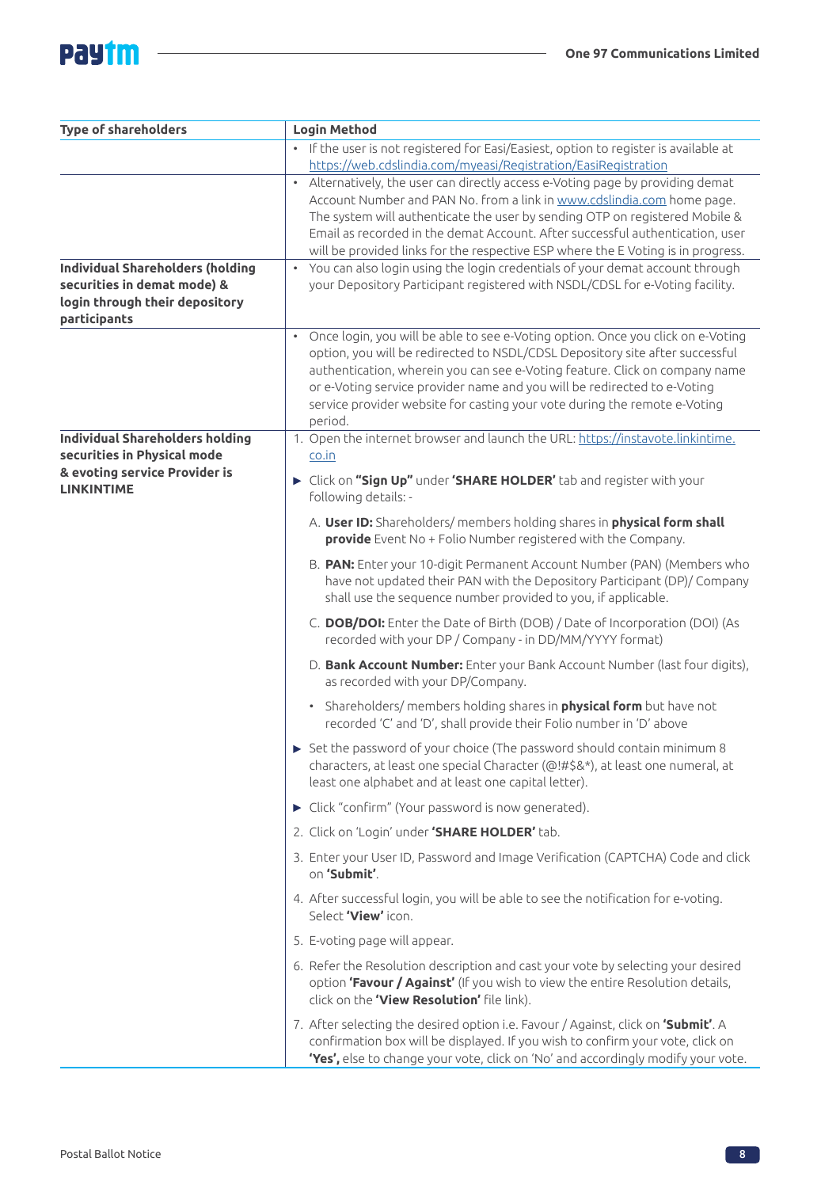| Type of shareholders | Login Method |
|---|---|
| | • If the user is not registered for Easi/Easiest, option to register is available at https://web.cdslindia.com/myeasi/Registration/EasiRegistration |
| | • Alternatively, the user can directly access e-Voting page by providing demat Account Number and PAN No. from a link in www.cdslindia.com home page. The system will authenticate the user by sending OTP on registered Mobile & Email as recorded in the demat Account. After successful authentication, user will be provided links for the respective ESP where the E Voting is in progress. |
| **Individual Shareholders (holding securities in demat mode) & login through their depository participants** | • You can also login using the login credentials of your demat account through your Depository Participant registered with NSDL/CDSL for e-Voting facility. |
| | • Once login, you will be able to see e-Voting option. Once you click on e-Voting option, you will be redirected to NSDL/CDSL Depository site after successful authentication, wherein you can see e-Voting feature. Click on company name or e-Voting service provider name and you will be redirected to e-Voting service provider website for casting your vote during the remote e-Voting period. |
| **Individual Shareholders holding securities in Physical mode & evoting service Provider is LINKINTIME** | 1. Open the internet browser and launch the URL: https://instavote.linkintime.co.in<br>► Click on **"Sign Up"** under **'SHARE HOLDER'** tab and register with your following details: -<br>A. **User ID:** Shareholders/ members holding shares in **physical form shall provide** Event No + Folio Number registered with the Company.<br>B. **PAN:** Enter your 10-digit Permanent Account Number (PAN) (Members who have not updated their PAN with the Depository Participant (DP)/ Company shall use the sequence number provided to you, if applicable.<br>C. **DOB/DOI:** Enter the Date of Birth (DOB) / Date of Incorporation (DOI) (As recorded with your DP / Company - in DD/MM/YYYY format)<br>D. **Bank Account Number:** Enter your Bank Account Number (last four digits), as recorded with your DP/Company.<br>• Shareholders/ members holding shares in **physical form** but have not recorded 'C' and 'D', shall provide their Folio number in 'D' above<br>► Set the password of your choice (The password should contain minimum 8 characters, at least one special Character (@!#$&*), at least one numeral, at least one alphabet and at least one capital letter).<br>► Click "confirm" (Your password is now generated).<br>2. Click on 'Login' under **'SHARE HOLDER'** tab.<br>3. Enter your User ID, Password and Image Verification (CAPTCHA) Code and click on **'Submit'**.<br>4. After successful login, you will be able to see the notification for e-voting. Select **'View'** icon.<br>5. E-voting page will appear.<br>6. Refer the Resolution description and cast your vote by selecting your desired option **'Favour / Against'** (If you wish to view the entire Resolution details, click on the **'View Resolution'** file link).<br>7. After selecting the desired option i.e. Favour / Against, click on **'Submit'**. A confirmation box will be displayed. If you wish to confirm your vote, click on **'Yes',** else to change your vote, click on 'No' and accordingly modify your vote. |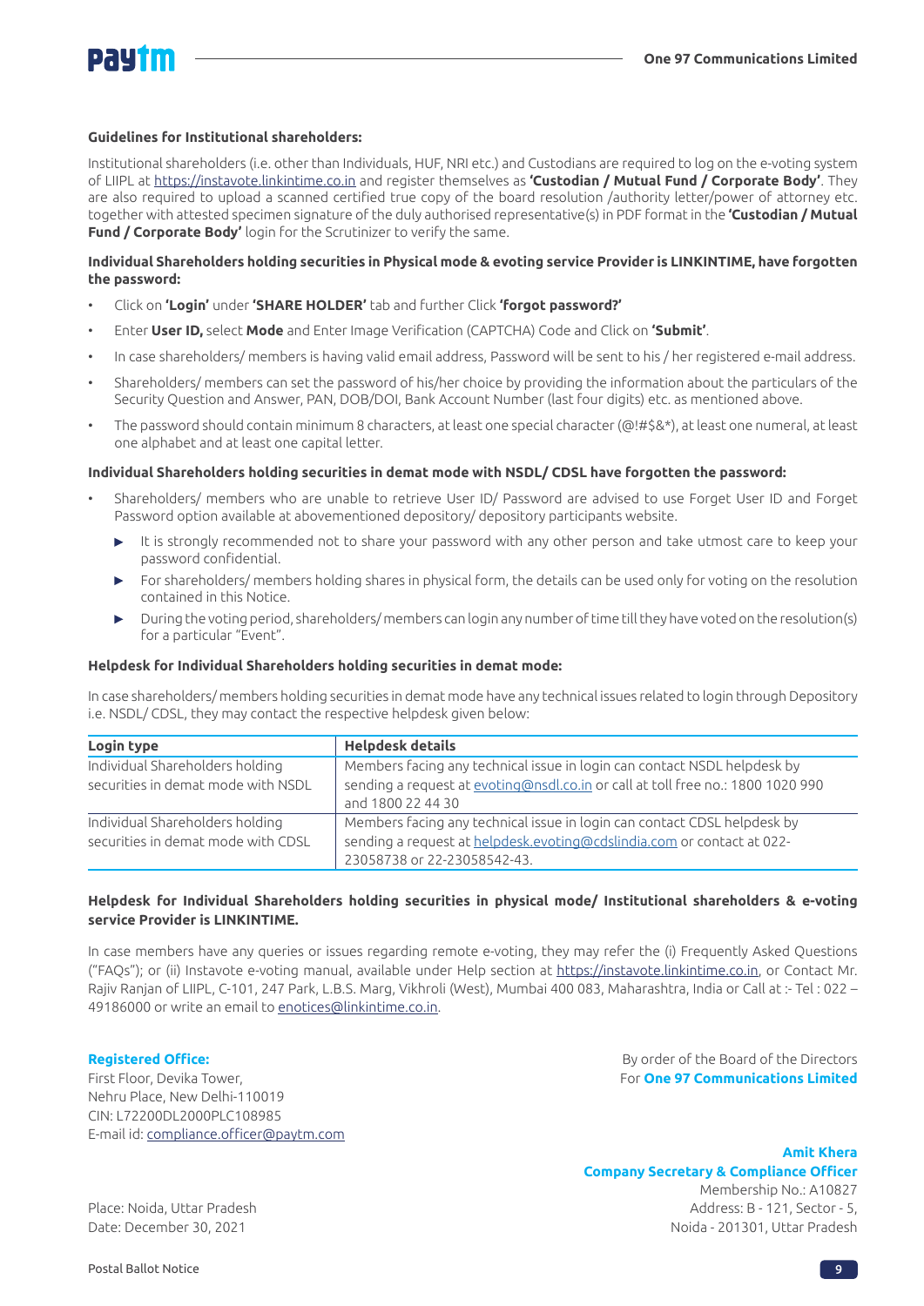**Guidelines for Institutional shareholders:**

Institutional shareholders (i.e. other than Individuals, HUF, NRI etc.) and Custodians are required to log on the e-voting system of LIIPL at https://instavote.linkintime.co.in and register themselves as **'Custodian / Mutual Fund / Corporate Body'**. They are also required to upload a scanned certified true copy of the board resolution /authority letter/power of attorney etc. together with attested specimen signature of the duly authorised representative(s) in PDF format in the **'Custodian / Mutual Fund / Corporate Body'** login for the Scrutinizer to verify the same.

**Individual Shareholders holding securities in Physical mode & evoting service Provider is LINKINTIME, have forgotten the password:**

- Click on **'Login'** under **'SHARE HOLDER'** tab and further Click **'forgot password?'**
- Enter **User ID,** select **Mode** and Enter Image Verification (CAPTCHA) Code and Click on **'Submit'**.
- In case shareholders/ members is having valid email address, Password will be sent to his / her registered e-mail address.
- Shareholders/ members can set the password of his/her choice by providing the information about the particulars of the Security Question and Answer, PAN, DOB/DOI, Bank Account Number (last four digits) etc. as mentioned above.
- The password should contain minimum 8 characters, at least one special character (@!#$&*), at least one numeral, at least one alphabet and at least one capital letter.

**Individual Shareholders holding securities in demat mode with NSDL/ CDSL have forgotten the password:**

- Shareholders/ members who are unable to retrieve User ID/ Password are advised to use Forget User ID and Forget Password option available at abovementioned depository/ depository participants website.
  - It is strongly recommended not to share your password with any other person and take utmost care to keep your password confidential.
  - For shareholders/ members holding shares in physical form, the details can be used only for voting on the resolution contained in this Notice.
  - During the voting period, shareholders/ members can login any number of time till they have voted on the resolution(s) for a particular "Event".

**Helpdesk for Individual Shareholders holding securities in demat mode:**

In case shareholders/ members holding securities in demat mode have any technical issues related to login through Depository i.e. NSDL/ CDSL, they may contact the respective helpdesk given below:

| Login type | Helpdesk details |
|---|---|
| Individual Shareholders holding securities in demat mode with NSDL | Members facing any technical issue in login can contact NSDL helpdesk by sending a request at evoting@nsdl.co.in or call at toll free no.: 1800 1020 990 and 1800 22 44 30 |
| Individual Shareholders holding securities in demat mode with CDSL | Members facing any technical issue in login can contact CDSL helpdesk by sending a request at helpdesk.evoting@cdslindia.com or contact at 022-23058738 or 22-23058542-43. |

**Helpdesk for Individual Shareholders holding securities in physical mode/ Institutional shareholders & e-voting service Provider is LINKINTIME.**

In case members have any queries or issues regarding remote e-voting, they may refer the (i) Frequently Asked Questions ("FAQs"); or (ii) Instavote e-voting manual, available under Help section at https://instavote.linkintime.co.in, or Contact Mr. Rajiv Ranjan of LIIPL, C-101, 247 Park, L.B.S. Marg, Vikhroli (West), Mumbai 400 083, Maharashtra, India or Call at :- Tel : 022 – 49186000 or write an email to enotices@linkintime.co.in.

**Registered Office:**
First Floor, Devika Tower,
Nehru Place, New Delhi-110019
CIN: L72200DL2000PLC108985
E-mail id: compliance.officer@paytm.com

By order of the Board of the Directors
For **One 97 Communications Limited**

**Amit Khera**
**Company Secretary & Compliance Officer**
Membership No.: A10827
Address: B - 121, Sector - 5,
Noida - 201301, Uttar Pradesh

Place: Noida, Uttar Pradesh
Date: December 30, 2021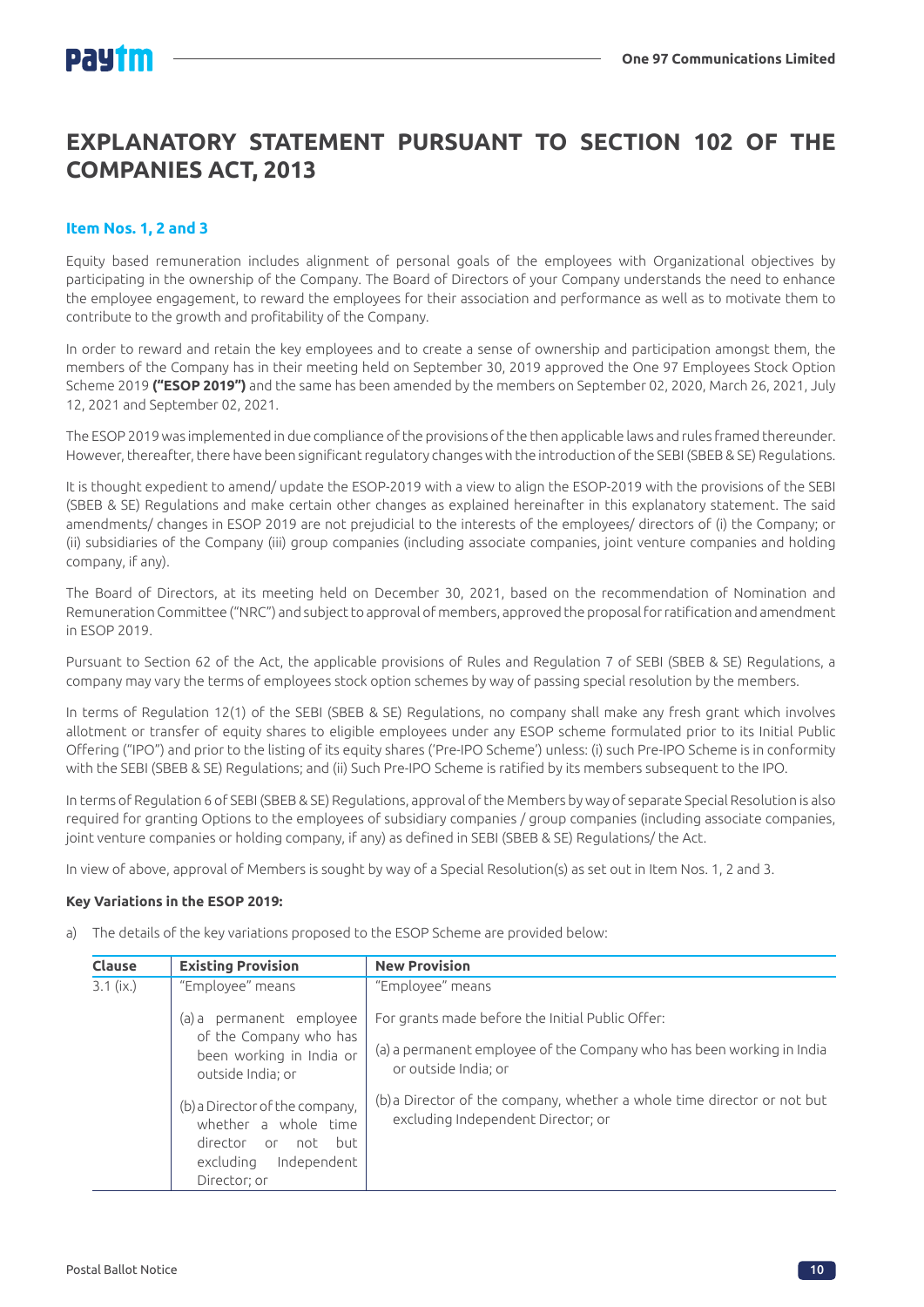# EXPLANATORY STATEMENT PURSUANT TO SECTION 102 OF THE COMPANIES ACT, 2013

### Item Nos. 1, 2 and 3

Equity based remuneration includes alignment of personal goals of the employees with Organizational objectives by participating in the ownership of the Company. The Board of Directors of your Company understands the need to enhance the employee engagement, to reward the employees for their association and performance as well as to motivate them to contribute to the growth and profitability of the Company.

In order to reward and retain the key employees and to create a sense of ownership and participation amongst them, the members of the Company has in their meeting held on September 30, 2019 approved the One 97 Employees Stock Option Scheme 2019 **("ESOP 2019")** and the same has been amended by the members on September 02, 2020, March 26, 2021, July 12, 2021 and September 02, 2021.

The ESOP 2019 was implemented in due compliance of the provisions of the then applicable laws and rules framed thereunder. However, thereafter, there have been significant regulatory changes with the introduction of the SEBI (SBEB & SE) Regulations.

It is thought expedient to amend/ update the ESOP-2019 with a view to align the ESOP-2019 with the provisions of the SEBI (SBEB & SE) Regulations and make certain other changes as explained hereinafter in this explanatory statement. The said amendments/ changes in ESOP 2019 are not prejudicial to the interests of the employees/ directors of (i) the Company; or (ii) subsidiaries of the Company (iii) group companies (including associate companies, joint venture companies and holding company, if any).

The Board of Directors, at its meeting held on December 30, 2021, based on the recommendation of Nomination and Remuneration Committee ("NRC") and subject to approval of members, approved the proposal for ratification and amendment in ESOP 2019.

Pursuant to Section 62 of the Act, the applicable provisions of Rules and Regulation 7 of SEBI (SBEB & SE) Regulations, a company may vary the terms of employees stock option schemes by way of passing special resolution by the members.

In terms of Regulation 12(1) of the SEBI (SBEB & SE) Regulations, no company shall make any fresh grant which involves allotment or transfer of equity shares to eligible employees under any ESOP scheme formulated prior to its Initial Public Offering ("IPO") and prior to the listing of its equity shares ('Pre-IPO Scheme') unless: (i) such Pre-IPO Scheme is in conformity with the SEBI (SBEB & SE) Regulations; and (ii) Such Pre-IPO Scheme is ratified by its members subsequent to the IPO.

In terms of Regulation 6 of SEBI (SBEB & SE) Regulations, approval of the Members by way of separate Special Resolution is also required for granting Options to the employees of subsidiary companies / group companies (including associate companies, joint venture companies or holding company, if any) as defined in SEBI (SBEB & SE) Regulations/ the Act.

In view of above, approval of Members is sought by way of a Special Resolution(s) as set out in Item Nos. 1, 2 and 3.

**Key Variations in the ESOP 2019:**

a) The details of the key variations proposed to the ESOP Scheme are provided below:

| Clause | Existing Provision | New Provision |
|---|---|---|
| 3.1 (ix.) | "Employee" means<br><br>(a) a permanent employee of the Company who has been working in India or outside India; or<br><br>(b) a Director of the company, whether a whole time director or not but excluding Independent Director; or | "Employee" means<br><br>For grants made before the Initial Public Offer:<br><br>(a) a permanent employee of the Company who has been working in India or outside India; or<br><br>(b) a Director of the company, whether a whole time director or not but excluding Independent Director; or |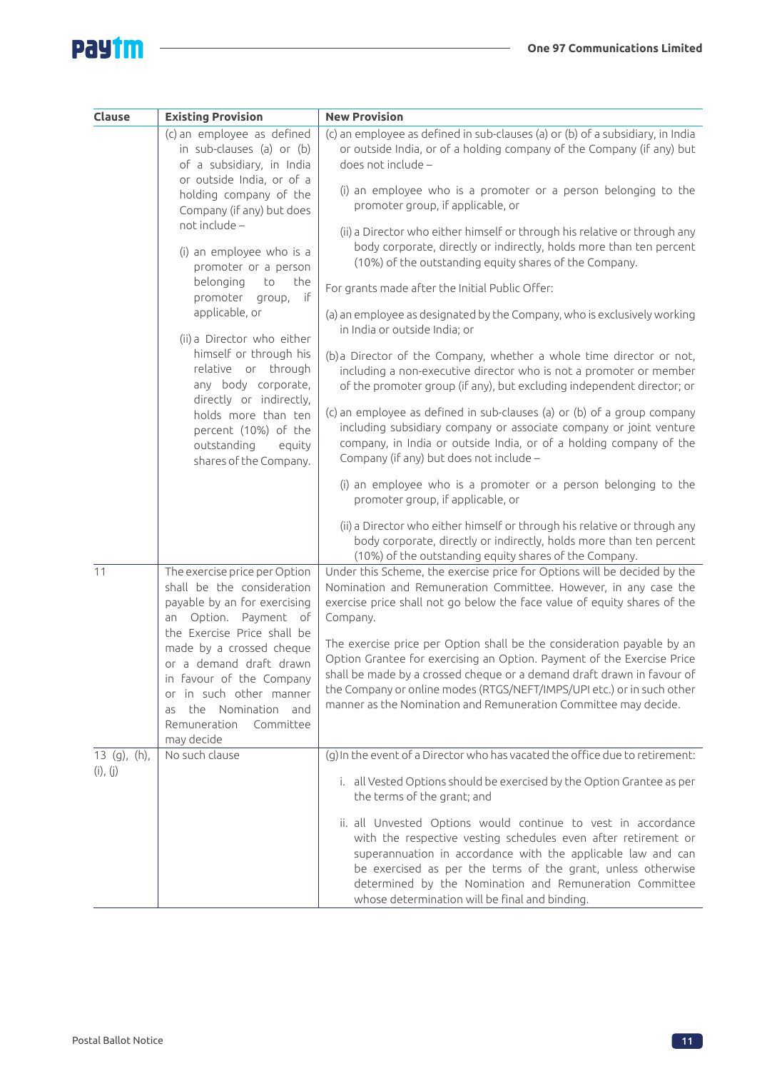| Clause | Existing Provision | New Provision |
|---|---|---|
| | (c) an employee as defined in sub-clauses (a) or (b) of a subsidiary, in India or outside India, or of a holding company of the Company (if any) but does not include –<br><br>(i) an employee who is a promoter or a person belonging to the promoter group, if applicable, or<br><br>(ii) a Director who either himself or through his relative or through any body corporate, directly or indirectly, holds more than ten percent (10%) of the outstanding equity shares of the Company. | (c) an employee as defined in sub-clauses (a) or (b) of a subsidiary, in India or outside India, or of a holding company of the Company (if any) but does not include –<br><br>(i) an employee who is a promoter or a person belonging to the promoter group, if applicable, or<br><br>(ii) a Director who either himself or through his relative or through any body corporate, directly or indirectly, holds more than ten percent (10%) of the outstanding equity shares of the Company.<br><br>For grants made after the Initial Public Offer:<br><br>(a) an employee as designated by the Company, who is exclusively working in India or outside India; or<br><br>(b) a Director of the Company, whether a whole time director or not, including a non-executive director who is not a promoter or member of the promoter group (if any), but excluding independent director; or<br><br>(c) an employee as defined in sub-clauses (a) or (b) of a group company including subsidiary company or associate company or joint venture company, in India or outside India, or of a holding company of the Company (if any) but does not include –<br><br>(i) an employee who is a promoter or a person belonging to the promoter group, if applicable, or<br><br>(ii) a Director who either himself or through his relative or through any body corporate, directly or indirectly, holds more than ten percent (10%) of the outstanding equity shares of the Company. |
| 11 | The exercise price per Option shall be the consideration payable by an for exercising an Option. Payment of the Exercise Price shall be made by a crossed cheque or a demand draft drawn in favour of the Company or in such other manner as the Nomination and Remuneration Committee may decide | Under this Scheme, the exercise price for Options will be decided by the Nomination and Remuneration Committee. However, in any case the exercise price shall not go below the face value of equity shares of the Company.<br><br>The exercise price per Option shall be the consideration payable by an Option Grantee for exercising an Option. Payment of the Exercise Price shall be made by a crossed cheque or a demand draft drawn in favour of the Company or online modes (RTGS/NEFT/IMPS/UPI etc.) or in such other manner as the Nomination and Remuneration Committee may decide. |
| 13 (g), (h), (i), (j) | No such clause | (g) In the event of a Director who has vacated the office due to retirement:<br><br>i. all Vested Options should be exercised by the Option Grantee as per the terms of the grant; and<br><br>ii. all Unvested Options would continue to vest in accordance with the respective vesting schedules even after retirement or superannuation in accordance with the applicable law and can be exercised as per the terms of the grant, unless otherwise determined by the Nomination and Remuneration Committee whose determination will be final and binding. |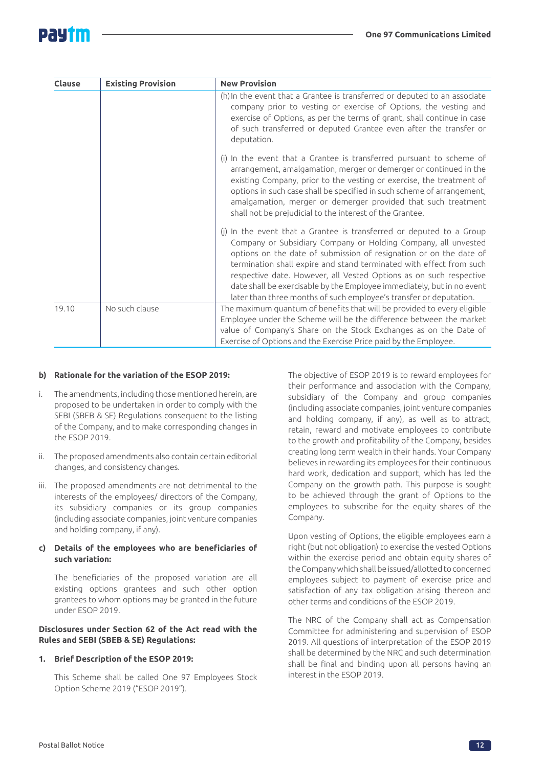| Clause | Existing Provision | New Provision |
|---|---|---|
| | | (h) In the event that a Grantee is transferred or deputed to an associate company prior to vesting or exercise of Options, the vesting and exercise of Options, as per the terms of grant, shall continue in case of such transferred or deputed Grantee even after the transfer or deputation.<br><br>(i) In the event that a Grantee is transferred pursuant to scheme of arrangement, amalgamation, merger or demerger or continued in the existing Company, prior to the vesting or exercise, the treatment of options in such case shall be specified in such scheme of arrangement, amalgamation, merger or demerger provided that such treatment shall not be prejudicial to the interest of the Grantee.<br><br>(j) In the event that a Grantee is transferred or deputed to a Group Company or Subsidiary Company or Holding Company, all unvested options on the date of submission of resignation or on the date of termination shall expire and stand terminated with effect from such respective date. However, all Vested Options as on such respective date shall be exercisable by the Employee immediately, but in no event later than three months of such employee's transfer or deputation. |
| 19.10 | No such clause | The maximum quantum of benefits that will be provided to every eligible Employee under the Scheme will be the difference between the market value of Company's Share on the Stock Exchanges as on the Date of Exercise of Options and the Exercise Price paid by the Employee. |

**b) Rationale for the variation of the ESOP 2019:**

i. The amendments, including those mentioned herein, are proposed to be undertaken in order to comply with the SEBI (SBEB & SE) Regulations consequent to the listing of the Company, and to make corresponding changes in the ESOP 2019.

ii. The proposed amendments also contain certain editorial changes, and consistency changes.

iii. The proposed amendments are not detrimental to the interests of the employees/ directors of the Company, its subsidiary companies or its group companies (including associate companies, joint venture companies and holding company, if any).

**c) Details of the employees who are beneficiaries of such variation:**

The beneficiaries of the proposed variation are all existing options grantees and such other option grantees to whom options may be granted in the future under ESOP 2019.

**Disclosures under Section 62 of the Act read with the Rules and SEBI (SBEB & SE) Regulations:**

**1. Brief Description of the ESOP 2019:**

This Scheme shall be called One 97 Employees Stock Option Scheme 2019 ("ESOP 2019").

The objective of ESOP 2019 is to reward employees for their performance and association with the Company, subsidiary of the Company and group companies (including associate companies, joint venture companies and holding company, if any), as well as to attract, retain, reward and motivate employees to contribute to the growth and profitability of the Company, besides creating long term wealth in their hands. Your Company believes in rewarding its employees for their continuous hard work, dedication and support, which has led the Company on the growth path. This purpose is sought to be achieved through the grant of Options to the employees to subscribe for the equity shares of the Company.

Upon vesting of Options, the eligible employees earn a right (but not obligation) to exercise the vested Options within the exercise period and obtain equity shares of the Company which shall be issued/allotted to concerned employees subject to payment of exercise price and satisfaction of any tax obligation arising thereon and other terms and conditions of the ESOP 2019.

The NRC of the Company shall act as Compensation Committee for administering and supervision of ESOP 2019. All questions of interpretation of the ESOP 2019 shall be determined by the NRC and such determination shall be final and binding upon all persons having an interest in the ESOP 2019.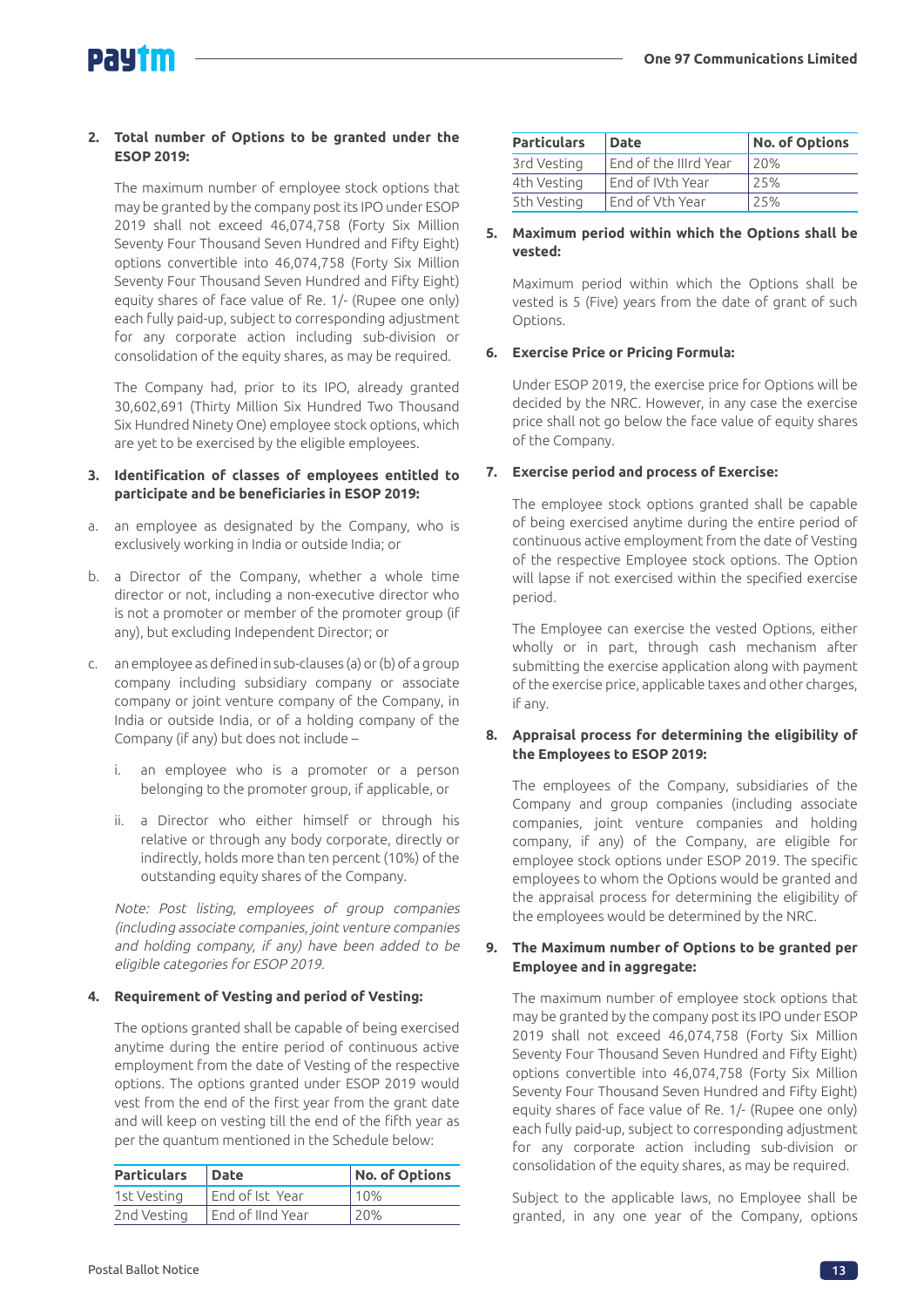2. **Total number of Options to be granted under the ESOP 2019:**

   The maximum number of employee stock options that may be granted by the company post its IPO under ESOP 2019 shall not exceed 46,074,758 (Forty Six Million Seventy Four Thousand Seven Hundred and Fifty Eight) options convertible into 46,074,758 (Forty Six Million Seventy Four Thousand Seven Hundred and Fifty Eight) equity shares of face value of Re. 1/- (Rupee one only) each fully paid-up, subject to corresponding adjustment for any corporate action including sub-division or consolidation of the equity shares, as may be required.

   The Company had, prior to its IPO, already granted 30,602,691 (Thirty Million Six Hundred Two Thousand Six Hundred Ninety One) employee stock options, which are yet to be exercised by the eligible employees.

3. **Identification of classes of employees entitled to participate and be beneficiaries in ESOP 2019:**

a. an employee as designated by the Company, who is exclusively working in India or outside India; or

b. a Director of the Company, whether a whole time director or not, including a non-executive director who is not a promoter or member of the promoter group (if any), but excluding Independent Director; or

c. an employee as defined in sub-clauses (a) or (b) of a group company including subsidiary company or associate company or joint venture company of the Company, in India or outside India, or of a holding company of the Company (if any) but does not include –

   i. an employee who is a promoter or a person belonging to the promoter group, if applicable, or

   ii. a Director who either himself or through his relative or through any body corporate, directly or indirectly, holds more than ten percent (10%) of the outstanding equity shares of the Company.

*Note: Post listing, employees of group companies (including associate companies, joint venture companies and holding company, if any) have been added to be eligible categories for ESOP 2019.*

4. **Requirement of Vesting and period of Vesting:**

   The options granted shall be capable of being exercised anytime during the entire period of continuous active employment from the date of Vesting of the respective options. The options granted under ESOP 2019 would vest from the end of the first year from the grant date and will keep on vesting till the end of the fifth year as per the quantum mentioned in the Schedule below:

| Particulars | Date | No. of Options |
|---|---|---|
| 1st Vesting | End of Ist Year | 10% |
| 2nd Vesting | End of IInd Year | 20% |
| 3rd Vesting | End of the IIIrd Year | 20% |
| 4th Vesting | End of IVth Year | 25% |
| 5th Vesting | End of Vth Year | 25% |

5. **Maximum period within which the Options shall be vested:**

   Maximum period within which the Options shall be vested is 5 (Five) years from the date of grant of such Options.

6. **Exercise Price or Pricing Formula:**

   Under ESOP 2019, the exercise price for Options will be decided by the NRC. However, in any case the exercise price shall not go below the face value of equity shares of the Company.

7. **Exercise period and process of Exercise:**

   The employee stock options granted shall be capable of being exercised anytime during the entire period of continuous active employment from the date of Vesting of the respective Employee stock options. The Option will lapse if not exercised within the specified exercise period.

   The Employee can exercise the vested Options, either wholly or in part, through cash mechanism after submitting the exercise application along with payment of the exercise price, applicable taxes and other charges, if any.

8. **Appraisal process for determining the eligibility of the Employees to ESOP 2019:**

   The employees of the Company, subsidiaries of the Company and group companies (including associate companies, joint venture companies and holding company, if any) of the Company, are eligible for employee stock options under ESOP 2019. The specific employees to whom the Options would be granted and the appraisal process for determining the eligibility of the employees would be determined by the NRC.

9. **The Maximum number of Options to be granted per Employee and in aggregate:**

   The maximum number of employee stock options that may be granted by the company post its IPO under ESOP 2019 shall not exceed 46,074,758 (Forty Six Million Seventy Four Thousand Seven Hundred and Fifty Eight) options convertible into 46,074,758 (Forty Six Million Seventy Four Thousand Seven Hundred and Fifty Eight) equity shares of face value of Re. 1/- (Rupee one only) each fully paid-up, subject to corresponding adjustment for any corporate action including sub-division or consolidation of the equity shares, as may be required.

   Subject to the applicable laws, no Employee shall be granted, in any one year of the Company, options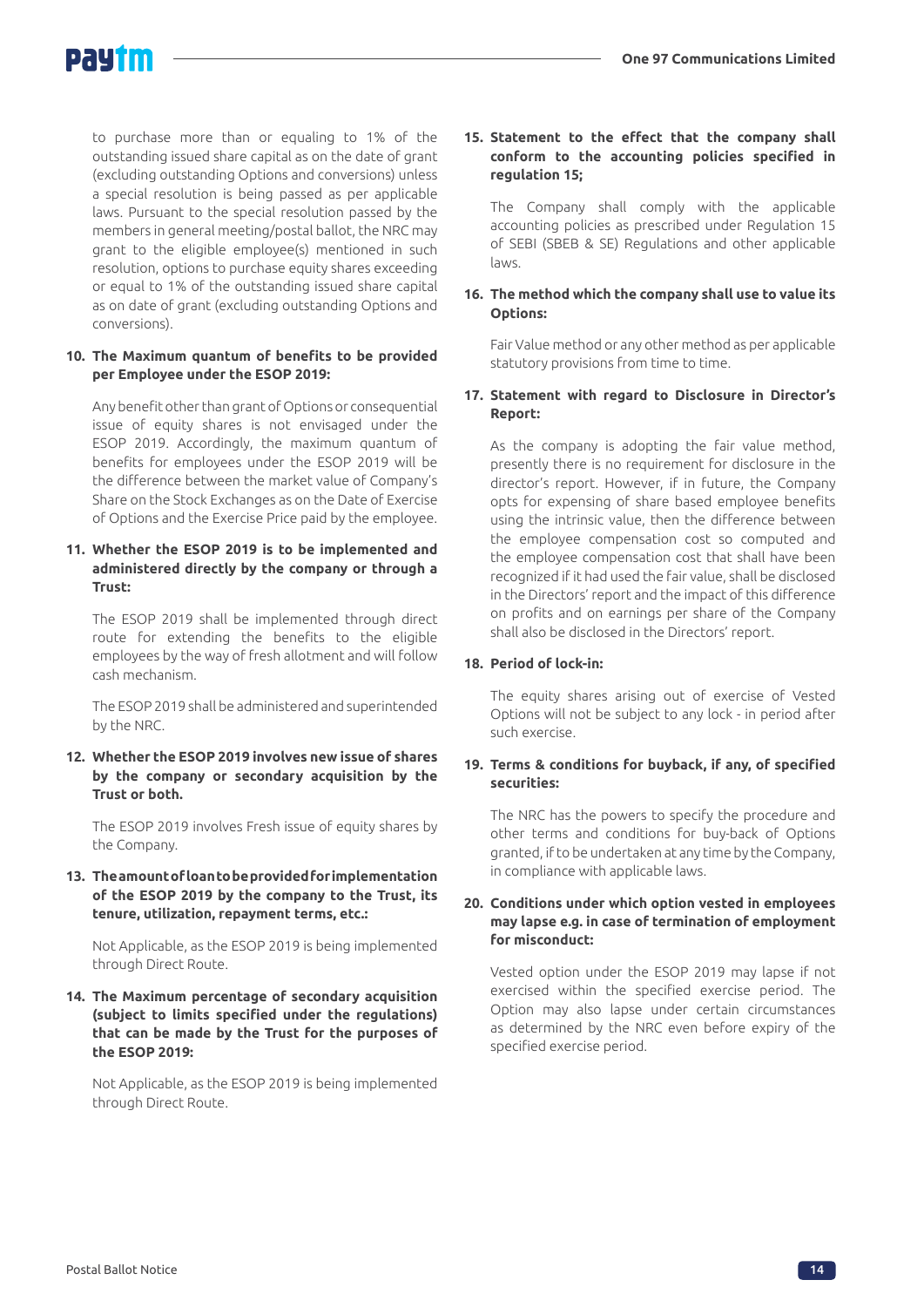to purchase more than or equaling to 1% of the outstanding issued share capital as on the date of grant (excluding outstanding Options and conversions) unless a special resolution is being passed as per applicable laws. Pursuant to the special resolution passed by the members in general meeting/postal ballot, the NRC may grant to the eligible employee(s) mentioned in such resolution, options to purchase equity shares exceeding or equal to 1% of the outstanding issued share capital as on date of grant (excluding outstanding Options and conversions).

**10. The Maximum quantum of benefits to be provided per Employee under the ESOP 2019:**

Any benefit other than grant of Options or consequential issue of equity shares is not envisaged under the ESOP 2019. Accordingly, the maximum quantum of benefits for employees under the ESOP 2019 will be the difference between the market value of Company's Share on the Stock Exchanges as on the Date of Exercise of Options and the Exercise Price paid by the employee.

**11. Whether the ESOP 2019 is to be implemented and administered directly by the company or through a Trust:**

The ESOP 2019 shall be implemented through direct route for extending the benefits to the eligible employees by the way of fresh allotment and will follow cash mechanism.

The ESOP 2019 shall be administered and superintended by the NRC.

**12. Whether the ESOP 2019 involves new issue of shares by the company or secondary acquisition by the Trust or both.**

The ESOP 2019 involves Fresh issue of equity shares by the Company.

**13. The amount of loan to be provided for implementation of the ESOP 2019 by the company to the Trust, its tenure, utilization, repayment terms, etc.:**

Not Applicable, as the ESOP 2019 is being implemented through Direct Route.

**14. The Maximum percentage of secondary acquisition (subject to limits specified under the regulations) that can be made by the Trust for the purposes of the ESOP 2019:**

Not Applicable, as the ESOP 2019 is being implemented through Direct Route.

**15. Statement to the effect that the company shall conform to the accounting policies specified in regulation 15;**

The Company shall comply with the applicable accounting policies as prescribed under Regulation 15 of SEBI (SBEB & SE) Regulations and other applicable laws.

**16. The method which the company shall use to value its Options:**

Fair Value method or any other method as per applicable statutory provisions from time to time.

**17. Statement with regard to Disclosure in Director's Report:**

As the company is adopting the fair value method, presently there is no requirement for disclosure in the director's report. However, if in future, the Company opts for expensing of share based employee benefits using the intrinsic value, then the difference between the employee compensation cost so computed and the employee compensation cost that shall have been recognized if it had used the fair value, shall be disclosed in the Directors' report and the impact of this difference on profits and on earnings per share of the Company shall also be disclosed in the Directors' report.

**18. Period of lock-in:**

The equity shares arising out of exercise of Vested Options will not be subject to any lock - in period after such exercise.

**19. Terms & conditions for buyback, if any, of specified securities:**

The NRC has the powers to specify the procedure and other terms and conditions for buy-back of Options granted, if to be undertaken at any time by the Company, in compliance with applicable laws.

**20. Conditions under which option vested in employees may lapse e.g. in case of termination of employment for misconduct:**

Vested option under the ESOP 2019 may lapse if not exercised within the specified exercise period. The Option may also lapse under certain circumstances as determined by the NRC even before expiry of the specified exercise period.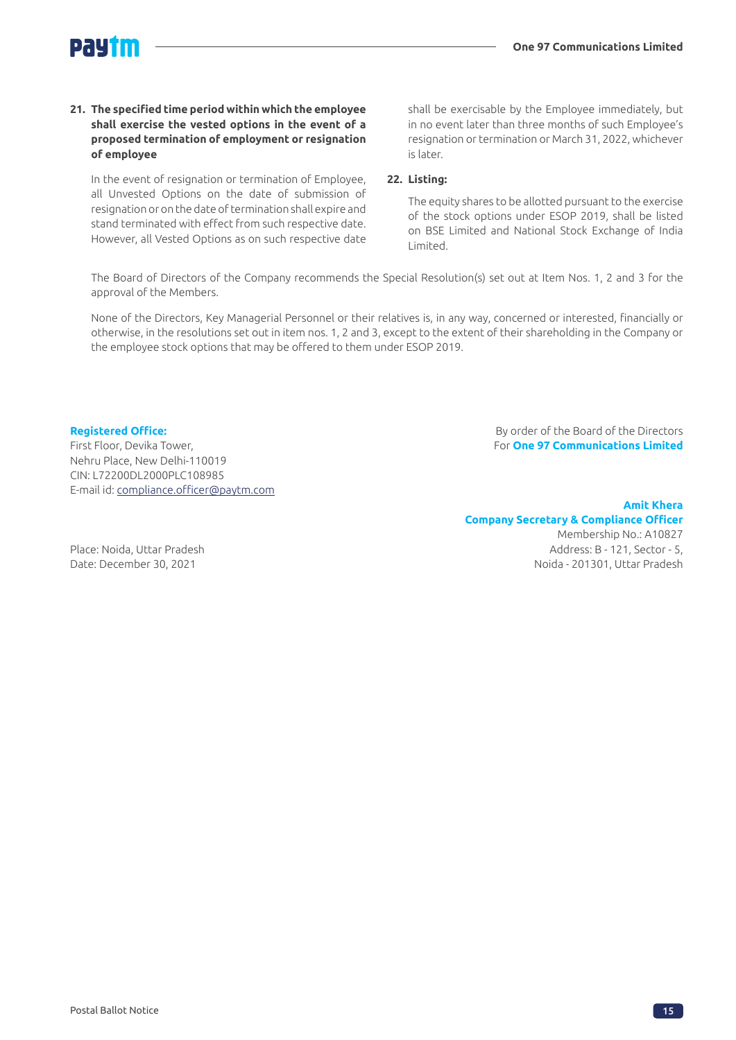**21. The specified time period within which the employee shall exercise the vested options in the event of a proposed termination of employment or resignation of employee**

In the event of resignation or termination of Employee, all Unvested Options on the date of submission of resignation or on the date of termination shall expire and stand terminated with effect from such respective date. However, all Vested Options as on such respective date shall be exercisable by the Employee immediately, but in no event later than three months of such Employee's resignation or termination or March 31, 2022, whichever is later.

**22. Listing:**

The equity shares to be allotted pursuant to the exercise of the stock options under ESOP 2019, shall be listed on BSE Limited and National Stock Exchange of India Limited.

The Board of Directors of the Company recommends the Special Resolution(s) set out at Item Nos. 1, 2 and 3 for the approval of the Members.

None of the Directors, Key Managerial Personnel or their relatives is, in any way, concerned or interested, financially or otherwise, in the resolutions set out in item nos. 1, 2 and 3, except to the extent of their shareholding in the Company or the employee stock options that may be offered to them under ESOP 2019.

**Registered Office:**
First Floor, Devika Tower,
Nehru Place, New Delhi-110019
CIN: L72200DL2000PLC108985
E-mail id: compliance.officer@paytm.com

By order of the Board of the Directors
For **One 97 Communications Limited**

**Amit Khera**
**Company Secretary & Compliance Officer**
Membership No.: A10827
Address: B - 121, Sector - 5,
Noida - 201301, Uttar Pradesh

Place: Noida, Uttar Pradesh
Date: December 30, 2021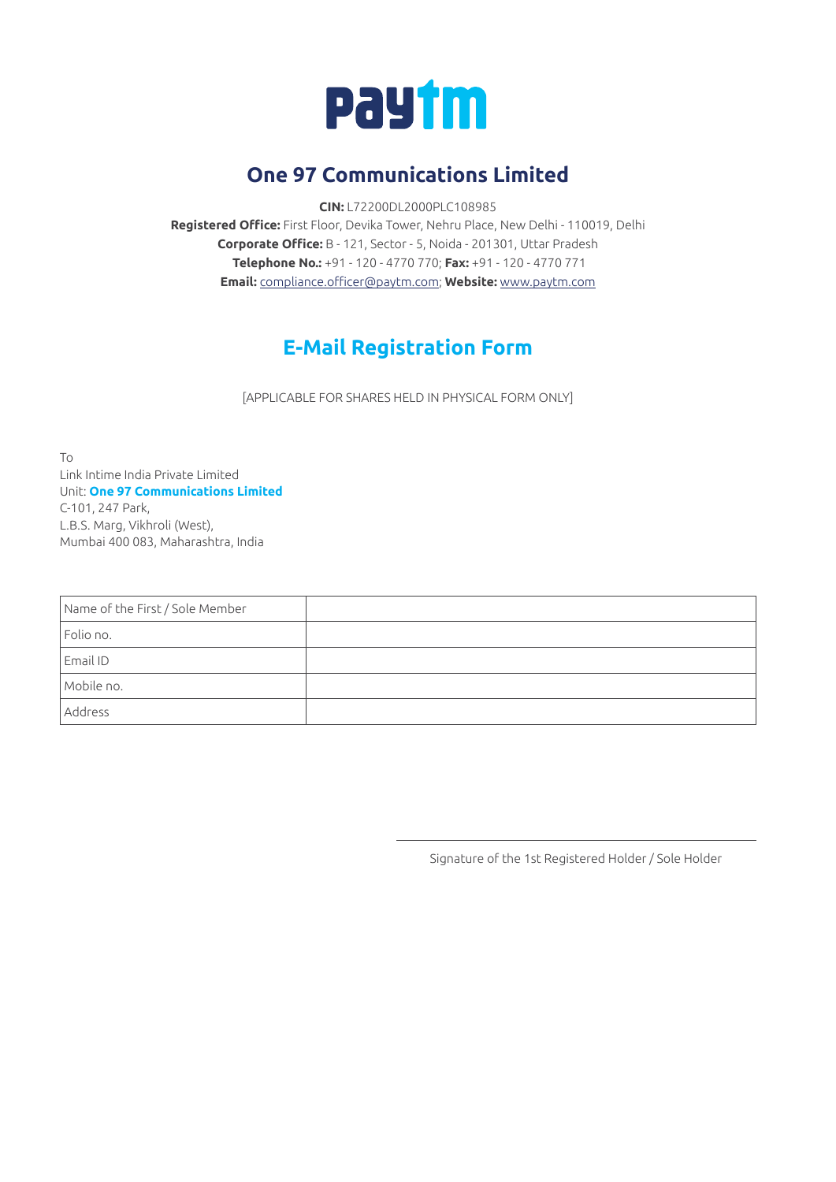Paytm

# One 97 Communications Limited

**CIN:** L72200DL2000PLC108985
**Registered Office:** First Floor, Devika Tower, Nehru Place, New Delhi - 110019, Delhi
**Corporate Office:** B - 121, Sector - 5, Noida - 201301, Uttar Pradesh
**Telephone No.:** +91 - 120 - 4770 770; **Fax:** +91 - 120 - 4770 771
**Email:** compliance.officer@paytm.com; **Website:** www.paytm.com

## E-Mail Registration Form

[APPLICABLE FOR SHARES HELD IN PHYSICAL FORM ONLY]

To
Link Intime India Private Limited
Unit: **One 97 Communications Limited**
C-101, 247 Park,
L.B.S. Marg, Vikhroli (West),
Mumbai 400 083, Maharashtra, India

| | |
|---|---|
| Name of the First / Sole Member | |
| Folio no. | |
| Email ID | |
| Mobile no. | |
| Address | |

Signature of the 1st Registered Holder / Sole Holder